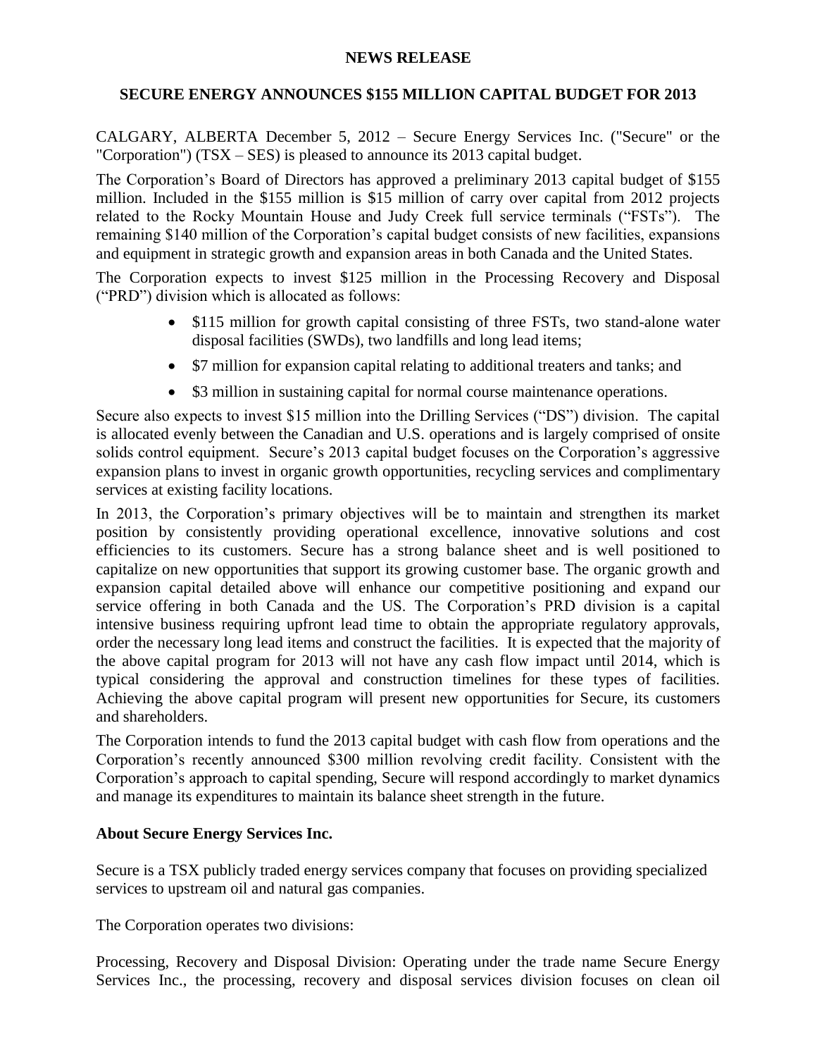**NEWS RELEASE**

# SECURE ENERGY ANNOUNCES $155 MILLION CAPITAL BUDGET FOR 2013

CALGARY, ALBERTA December 5, 2012 – Secure Energy Services Inc. ("Secure" or the "Corporation") (TSX – SES) is pleased to announce its 2013 capital budget.

The Corporation's Board of Directors has approved a preliminary 2013 capital budget of $155 million. Included in the $155 million is $15 million of carry over capital from 2012 projects related to the Rocky Mountain House and Judy Creek full service terminals ("FSTs"). The remaining $140 million of the Corporation's capital budget consists of new facilities, expansions and equipment in strategic growth and expansion areas in both Canada and the United States.

The Corporation expects to invest $125 million in the Processing Recovery and Disposal ("PRD") division which is allocated as follows:

- $115 million for growth capital consisting of three FSTs, two stand-alone water disposal facilities (SWDs), two landfills and long lead items;
- $7 million for expansion capital relating to additional treaters and tanks; and
- $3 million in sustaining capital for normal course maintenance operations.

Secure also expects to invest $15 million into the Drilling Services ("DS") division. The capital is allocated evenly between the Canadian and U.S. operations and is largely comprised of onsite solids control equipment. Secure's 2013 capital budget focuses on the Corporation's aggressive expansion plans to invest in organic growth opportunities, recycling services and complimentary services at existing facility locations.

In 2013, the Corporation's primary objectives will be to maintain and strengthen its market position by consistently providing operational excellence, innovative solutions and cost efficiencies to its customers. Secure has a strong balance sheet and is well positioned to capitalize on new opportunities that support its growing customer base. The organic growth and expansion capital detailed above will enhance our competitive positioning and expand our service offering in both Canada and the US. The Corporation's PRD division is a capital intensive business requiring upfront lead time to obtain the appropriate regulatory approvals, order the necessary long lead items and construct the facilities. It is expected that the majority of the above capital program for 2013 will not have any cash flow impact until 2014, which is typical considering the approval and construction timelines for these types of facilities. Achieving the above capital program will present new opportunities for Secure, its customers and shareholders.

The Corporation intends to fund the 2013 capital budget with cash flow from operations and the Corporation's recently announced $300 million revolving credit facility. Consistent with the Corporation's approach to capital spending, Secure will respond accordingly to market dynamics and manage its expenditures to maintain its balance sheet strength in the future.

## About Secure Energy Services Inc.

Secure is a TSX publicly traded energy services company that focuses on providing specialized services to upstream oil and natural gas companies.

The Corporation operates two divisions:

Processing, Recovery and Disposal Division: Operating under the trade name Secure Energy Services Inc., the processing, recovery and disposal services division focuses on clean oil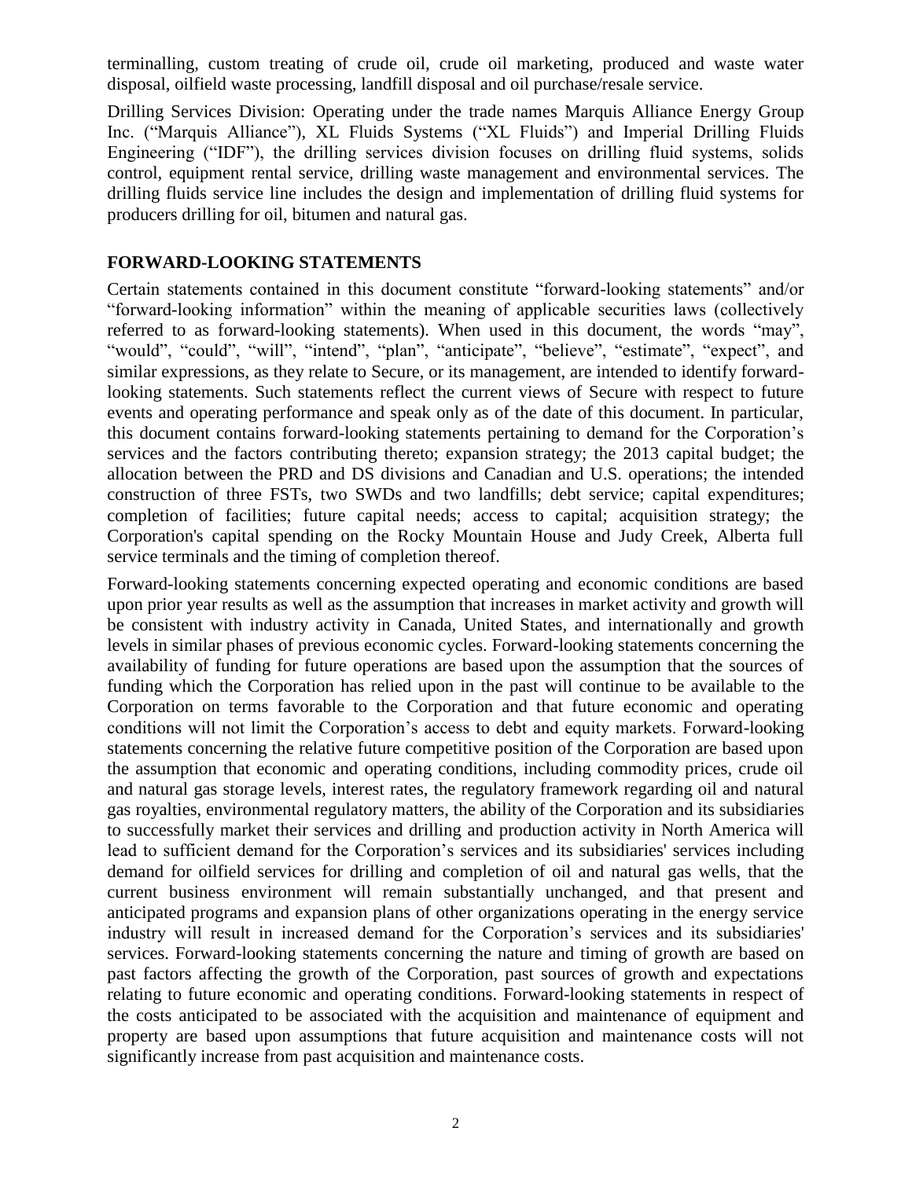terminalling, custom treating of crude oil, crude oil marketing, produced and waste water disposal, oilfield waste processing, landfill disposal and oil purchase/resale service.

Drilling Services Division: Operating under the trade names Marquis Alliance Energy Group Inc. ("Marquis Alliance"), XL Fluids Systems ("XL Fluids") and Imperial Drilling Fluids Engineering ("IDF"), the drilling services division focuses on drilling fluid systems, solids control, equipment rental service, drilling waste management and environmental services. The drilling fluids service line includes the design and implementation of drilling fluid systems for producers drilling for oil, bitumen and natural gas.

## FORWARD-LOOKING STATEMENTS

Certain statements contained in this document constitute "forward-looking statements" and/or "forward-looking information" within the meaning of applicable securities laws (collectively referred to as forward-looking statements). When used in this document, the words "may", "would", "could", "will", "intend", "plan", "anticipate", "believe", "estimate", "expect", and similar expressions, as they relate to Secure, or its management, are intended to identify forward-looking statements. Such statements reflect the current views of Secure with respect to future events and operating performance and speak only as of the date of this document. In particular, this document contains forward-looking statements pertaining to demand for the Corporation's services and the factors contributing thereto; expansion strategy; the 2013 capital budget; the allocation between the PRD and DS divisions and Canadian and U.S. operations; the intended construction of three FSTs, two SWDs and two landfills; debt service; capital expenditures; completion of facilities; future capital needs; access to capital; acquisition strategy; the Corporation's capital spending on the Rocky Mountain House and Judy Creek, Alberta full service terminals and the timing of completion thereof.

Forward-looking statements concerning expected operating and economic conditions are based upon prior year results as well as the assumption that increases in market activity and growth will be consistent with industry activity in Canada, United States, and internationally and growth levels in similar phases of previous economic cycles. Forward-looking statements concerning the availability of funding for future operations are based upon the assumption that the sources of funding which the Corporation has relied upon in the past will continue to be available to the Corporation on terms favorable to the Corporation and that future economic and operating conditions will not limit the Corporation's access to debt and equity markets. Forward-looking statements concerning the relative future competitive position of the Corporation are based upon the assumption that economic and operating conditions, including commodity prices, crude oil and natural gas storage levels, interest rates, the regulatory framework regarding oil and natural gas royalties, environmental regulatory matters, the ability of the Corporation and its subsidiaries to successfully market their services and drilling and production activity in North America will lead to sufficient demand for the Corporation's services and its subsidiaries' services including demand for oilfield services for drilling and completion of oil and natural gas wells, that the current business environment will remain substantially unchanged, and that present and anticipated programs and expansion plans of other organizations operating in the energy service industry will result in increased demand for the Corporation's services and its subsidiaries' services. Forward-looking statements concerning the nature and timing of growth are based on past factors affecting the growth of the Corporation, past sources of growth and expectations relating to future economic and operating conditions. Forward-looking statements in respect of the costs anticipated to be associated with the acquisition and maintenance of equipment and property are based upon assumptions that future acquisition and maintenance costs will not significantly increase from past acquisition and maintenance costs.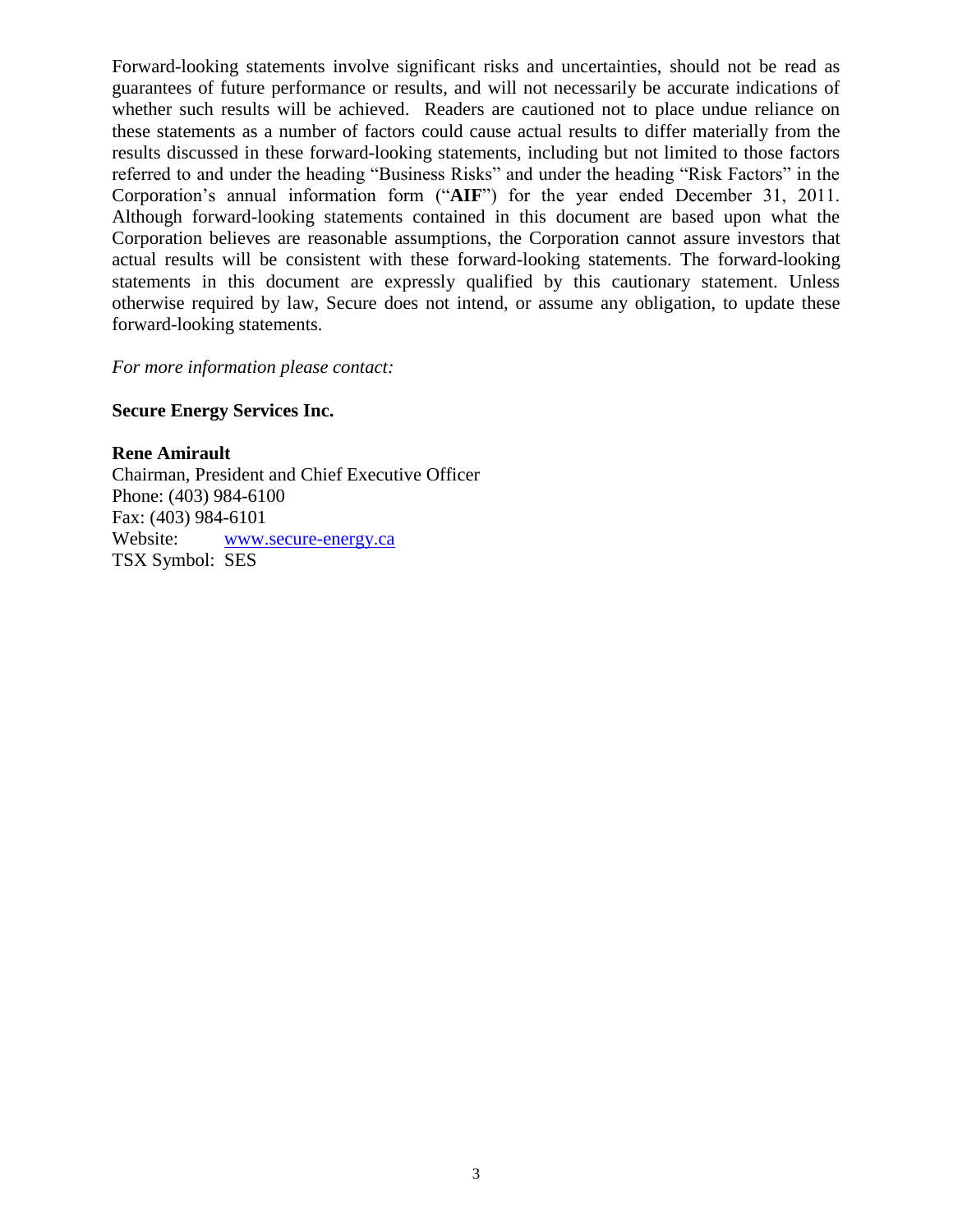Forward-looking statements involve significant risks and uncertainties, should not be read as guarantees of future performance or results, and will not necessarily be accurate indications of whether such results will be achieved. Readers are cautioned not to place undue reliance on these statements as a number of factors could cause actual results to differ materially from the results discussed in these forward-looking statements, including but not limited to those factors referred to and under the heading "Business Risks" and under the heading "Risk Factors" in the Corporation's annual information form ("**AIF**") for the year ended December 31, 2011. Although forward-looking statements contained in this document are based upon what the Corporation believes are reasonable assumptions, the Corporation cannot assure investors that actual results will be consistent with these forward-looking statements. The forward-looking statements in this document are expressly qualified by this cautionary statement. Unless otherwise required by law, Secure does not intend, or assume any obligation, to update these forward-looking statements.

*For more information please contact:*

**Secure Energy Services Inc.**

**Rene Amirault**
Chairman, President and Chief Executive Officer
Phone: (403) 984-6100
Fax: (403) 984-6101
Website: www.secure-energy.ca
TSX Symbol: SES